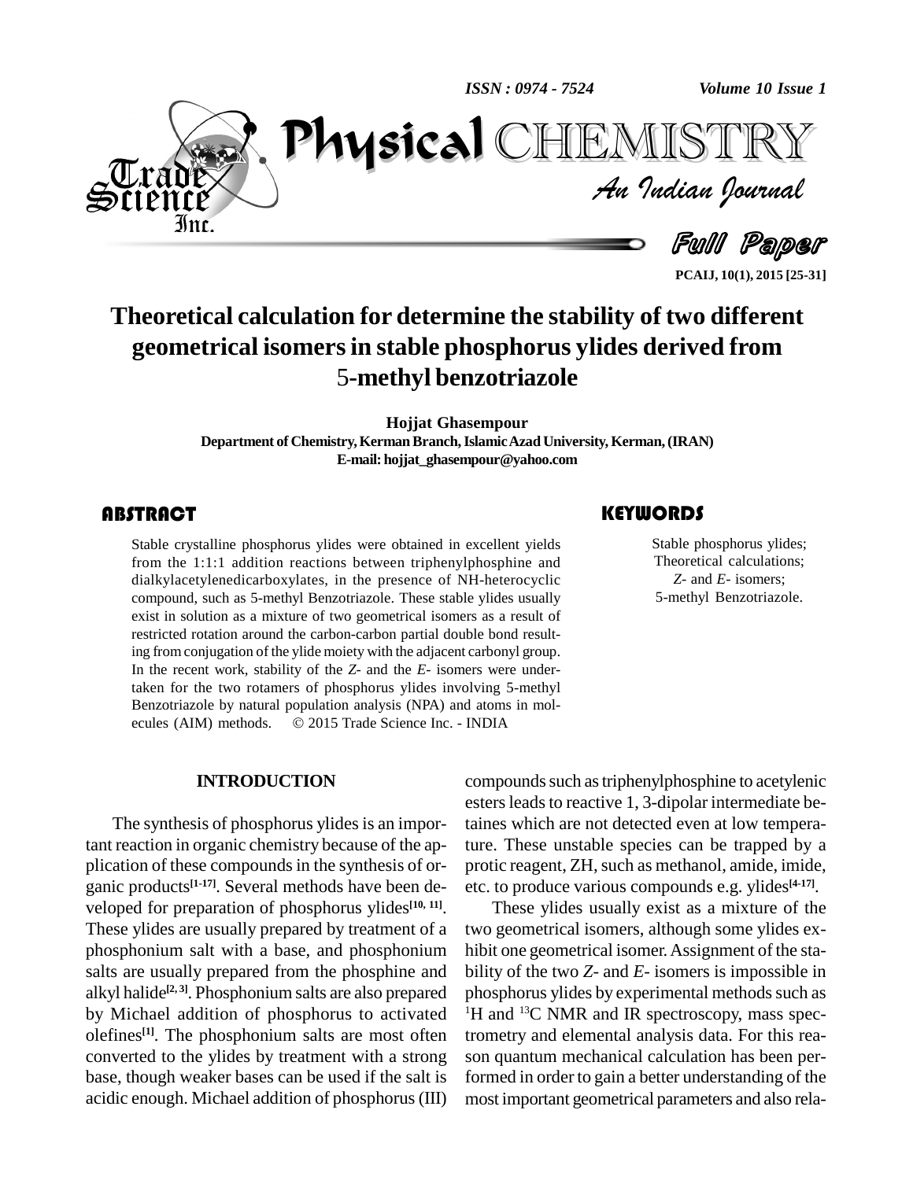# Theoretical calculation for determine the stability of two different geometrical isomers in stable phosphorus ylides derived from 5-methyl benzotriazole

**Hojjat Ghasempour**

**Department of Chemistry, Kerman Branch, Islamic Azad University, Kerman, (IRAN)**

**E-mail: hojjat_ghasempour@yahoo.com**

## ABSTRACT

Stable crystalline phosphorus ylides were obtained in excellent yields from the 1:1:1 addition reactions between triphenylphosphine and dialkylacetylenedicarboxylates, in the presence of NH-heterocyclic compound, such as 5-methyl Benzotriazole. These stable ylides usually exist in solution as a mixture of two geometrical isomers as a result of restricted rotation around the carbon-carbon partial double bond resulting from conjugation of the ylide moiety with the adjacent carbonyl group. In the recent work, stability of the *Z*- and the *E*- isomers were undertaken for the two rotamers of phosphorus ylides involving 5-methyl Benzotriazole by natural population analysis (NPA) and atoms in molecules (AIM) methods. © 2015 Trade Science Inc. - INDIA

## KEYWORDS

Stable phosphorus ylides;
Theoretical calculations;
*Z*- and *E*- isomers;
5-methyl Benzotriazole.

## INTRODUCTION

The synthesis of phosphorus ylides is an important reaction in organic chemistry because of the application of these compounds in the synthesis of organic products[1-17]. Several methods have been developed for preparation of phosphorus ylides[10, 11]. These ylides are usually prepared by treatment of a phosphonium salt with a base, and phosphonium salts are usually prepared from the phosphine and alkyl halide[2, 3]. Phosphonium salts are also prepared by Michael addition of phosphorus to activated olefines[1]. The phosphonium salts are most often converted to the ylides by treatment with a strong base, though weaker bases can be used if the salt is acidic enough. Michael addition of phosphorus (III) compounds such as triphenylphosphine to acetylenic esters leads to reactive 1, 3-dipolar intermediate betaines which are not detected even at low temperature. These unstable species can be trapped by a protic reagent, ZH, such as methanol, amide, imide, etc. to produce various compounds e.g. ylides[4-17].

These ylides usually exist as a mixture of the two geometrical isomers, although some ylides exhibit one geometrical isomer. Assignment of the stability of the two *Z*- and *E*- isomers is impossible in phosphorus ylides by experimental methods such as $^{1}H$ and $^{13}C$ NMR and IR spectroscopy, mass spectrometry and elemental analysis data. For this reason quantum mechanical calculation has been performed in order to gain a better understanding of the most important geometrical parameters and also rela-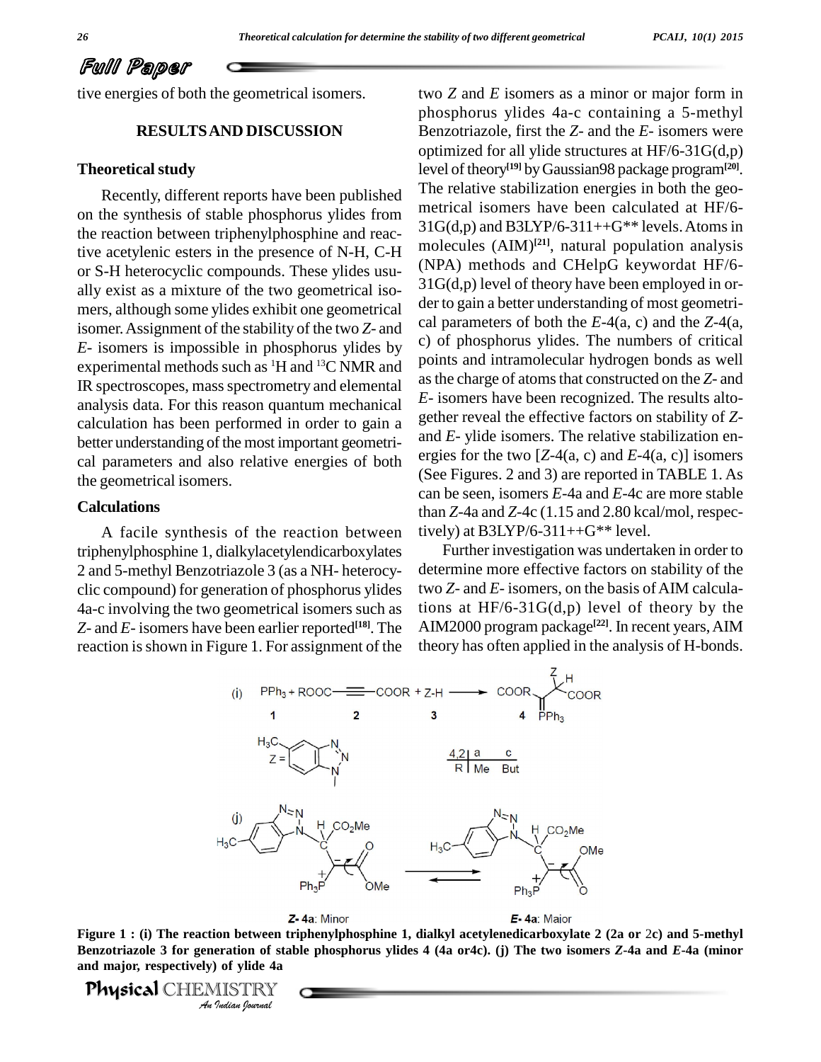tive energies of both the geometrical isomers.

## RESULTS AND DISCUSSION

### Theoretical study

Recently, different reports have been published on the synthesis of stable phosphorus ylides from the reaction between triphenylphosphine and reactive acetylenic esters in the presence of N-H, C-H or S-H heterocyclic compounds. These ylides usually exist as a mixture of the two geometrical isomers, although some ylides exhibit one geometrical isomer. Assignment of the stability of the two *Z*- and *E*- isomers is impossible in phosphorus ylides by experimental methods such as $^{1}H$ and $^{13}C$ NMR and IR spectroscopes, mass spectrometry and elemental analysis data. For this reason quantum mechanical calculation has been performed in order to gain a better understanding of the most important geometrical parameters and also relative energies of both the geometrical isomers.

### Calculations

A facile synthesis of the reaction between triphenylphosphine 1, dialkylacetylendicarboxylates 2 and 5-methyl Benzotriazole 3 (as a NH- heterocyclic compound) for generation of phosphorus ylides 4a-c involving the two geometrical isomers such as *Z*- and *E*- isomers have been earlier reported[18]. The reaction is shown in Figure 1. For assignment of the two *Z* and *E* isomers as a minor or major form in phosphorus ylides 4a-c containing a 5-methyl Benzotriazole, first the *Z*- and the *E*- isomers were optimized for all ylide structures at HF/6-31G(d,p) level of theory[19] by Gaussian98 package program[20]. The relative stabilization energies in both the geometrical isomers have been calculated at HF/6-31G(d,p) and B3LYP/6-311++G** levels. Atoms in molecules (AIM)[21], natural population analysis (NPA) methods and CHelpG keywordat HF/6-31G(d,p) level of theory have been employed in order to gain a better understanding of most geometrical parameters of both the *E*-4(a, c) and the *Z*-4(a, c) of phosphorus ylides. The numbers of critical points and intramolecular hydrogen bonds as well as the charge of atoms that constructed on the *Z*- and *E*- isomers have been recognized. The results altogether reveal the effective factors on stability of *Z*- and *E*- ylide isomers. The relative stabilization energies for the two [*Z*-4(a, c) and *E*-4(a, c)] isomers (See Figures. 2 and 3) are reported in TABLE 1. As can be seen, isomers *E*-4a and *E*-4c are more stable than *Z*-4a and *Z*-4c (1.15 and 2.80 kcal/mol, respectively) at B3LYP/6-311++G** level.

Further investigation was undertaken in order to determine more effective factors on stability of the two *Z*- and *E*- isomers, on the basis of AIM calculations at HF/6-31G(d,p) level of theory by the AIM2000 program package[22]. In recent years, AIM theory has often applied in the analysis of H-bonds.

**Figure 1 : (i) The reaction between triphenylphosphine 1, dialkyl acetylenedicarboxylate 2 (2a or 2c) and 5-methyl Benzotriazole 3 for generation of stable phosphorus ylides 4 (4a or4c). (j) The two isomers *Z*-4a and *E*-4a (minor and major, respectively) of ylide 4a**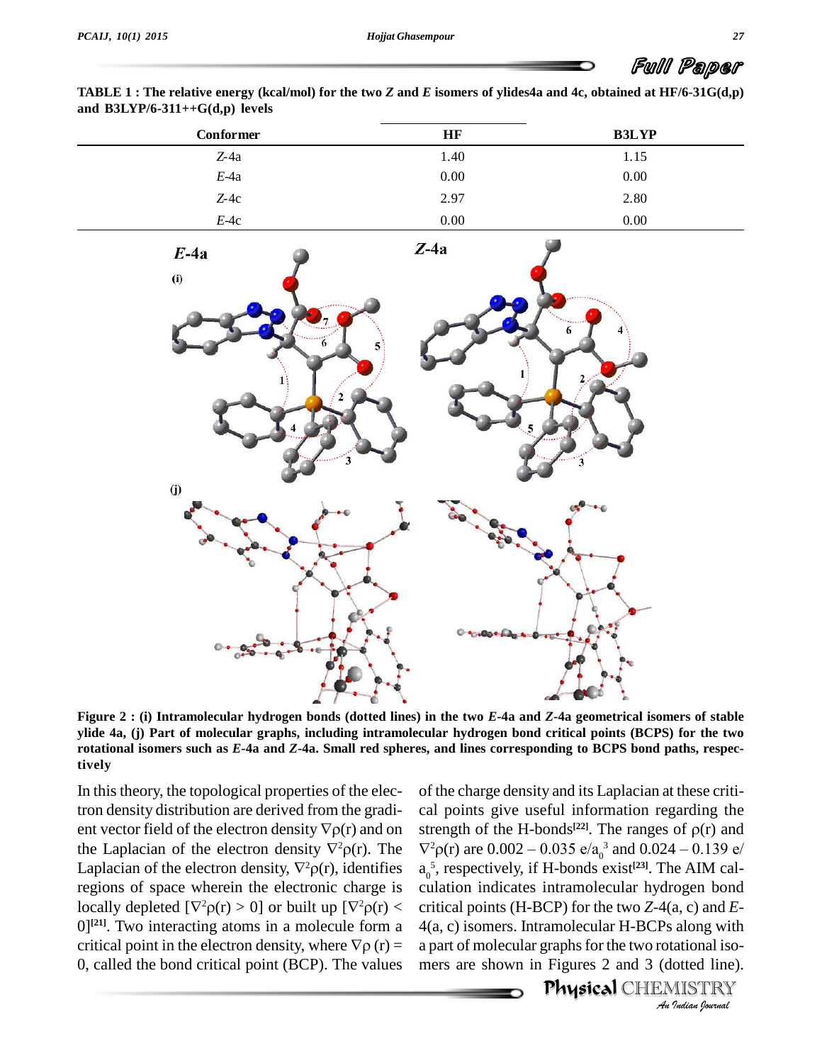**TABLE 1 : The relative energy (kcal/mol) for the two *Z* and *E* isomers of ylides4a and 4c, obtained at HF/6-31G(d,p) and B3LYP/6-311++G(d,p) levels**

| Conformer | HF | B3LYP |
|---|---|---|
| *Z*-4a | 1.40 | 1.15 |
| *E*-4a | 0.00 | 0.00 |
| *Z*-4c | 2.97 | 2.80 |
| *E*-4c | 0.00 | 0.00 |

**Figure 2 : (i) Intramolecular hydrogen bonds (dotted lines) in the two *E*-4a and *Z*-4a geometrical isomers of stable ylide 4a, (j) Part of molecular graphs, including intramolecular hydrogen bond critical points (BCPS) for the two rotational isomers such as *E*-4a and *Z*-4a. Small red spheres, and lines corresponding to BCPS bond paths, respectively**

In this theory, the topological properties of the electron density distribution are derived from the gradient vector field of the electron density $\nabla\rho(r)$ and on the Laplacian of the electron density $\nabla^2\rho(r)$. The Laplacian of the electron density, $\nabla^2\rho(r)$, identifies regions of space wherein the electronic charge is locally depleted [$\nabla^2\rho(r) > 0$] or built up [$\nabla^2\rho(r) < 0$][21]. Two interacting atoms in a molecule form a critical point in the electron density, where $\nabla\rho(r) = 0$, called the bond critical point (BCP). The values of the charge density and its Laplacian at these critical points give useful information regarding the strength of the H-bonds[22]. The ranges of $\rho(r)$ and $\nabla^2\rho(r)$ are 0.002 – 0.035 $e/a_0^3$ and 0.024 – 0.139 $e/a_0^5$, respectively, if H-bonds exist[23]. The AIM calculation indicates intramolecular hydrogen bond critical points (H-BCP) for the two *Z*-4(a, c) and *E*-4(a, c) isomers. Intramolecular H-BCPs along with a part of molecular graphs for the two rotational isomers are shown in Figures 2 and 3 (dotted line).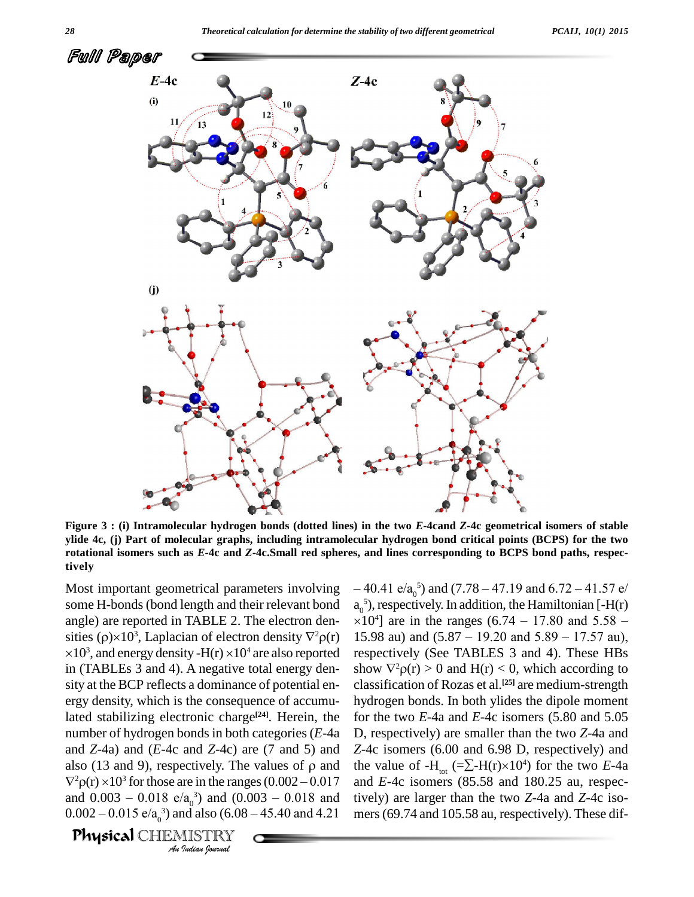Figure 3 : (i) Intramolecular hydrogen bonds (dotted lines) in the two *E*-4cand *Z*-4c geometrical isomers of stable ylide 4c, (j) Part of molecular graphs, including intramolecular hydrogen bond critical points (BCPS) for the two rotational isomers such as *E*-4c and *Z*-4c.Small red spheres, and lines corresponding to BCPS bond paths, respectively

Most important geometrical parameters involving some H-bonds (bond length and their relevant bond angle) are reported in TABLE 2. The electron densities $(\rho)\times10^3$, Laplacian of electron density $\nabla^2\rho(r)\times10^3$, and energy density $-H(r)\times10^4$ are also reported in (TABLEs 3 and 4). A negative total energy density at the BCP reflects a dominance of potential energy density, which is the consequence of accumulated stabilizing electronic charge[24]. Herein, the number of hydrogen bonds in both categories (*E*-4a and *Z*-4a) and (*E*-4c and *Z*-4c) are (7 and 5) and also (13 and 9), respectively. The values of $\rho$ and $\nabla^2\rho(r)\times10^3$ for those are in the ranges (0.002 – 0.017 and 0.003 – 0.018 $e/a_0^3$) and (0.003 – 0.018 and 0.002 – 0.015 $e/a_0^3$) and also (6.08 – 45.40 and 4.21 – 40.41 $e/a_0^5$) and (7.78 – 47.19 and 6.72 – 41.57 $e/a_0^5$), respectively. In addition, the Hamiltonian $[-H(r)\times10^4]$ are in the ranges (6.74 – 17.80 and 5.58 – 15.98 au) and (5.87 – 19.20 and 5.89 – 17.57 au), respectively (See TABLES 3 and 4). These HBs show $\nabla^2\rho(r) > 0$ and $H(r) < 0$, which according to classification of Rozas et al.[25] are medium-strength hydrogen bonds. In both ylides the dipole moment for the two *E*-4a and *E*-4c isomers (5.80 and 5.05 D, respectively) are smaller than the two *Z*-4a and *Z*-4c isomers (6.00 and 6.98 D, respectively) and the value of $-H_{tot}$ $(=\sum -H(r)\times10^4)$ for the two *E*-4a and *E*-4c isomers (85.58 and 180.25 au, respectively) are larger than the two *Z*-4a and *Z*-4c isomers (69.74 and 105.58 au, respectively). These dif-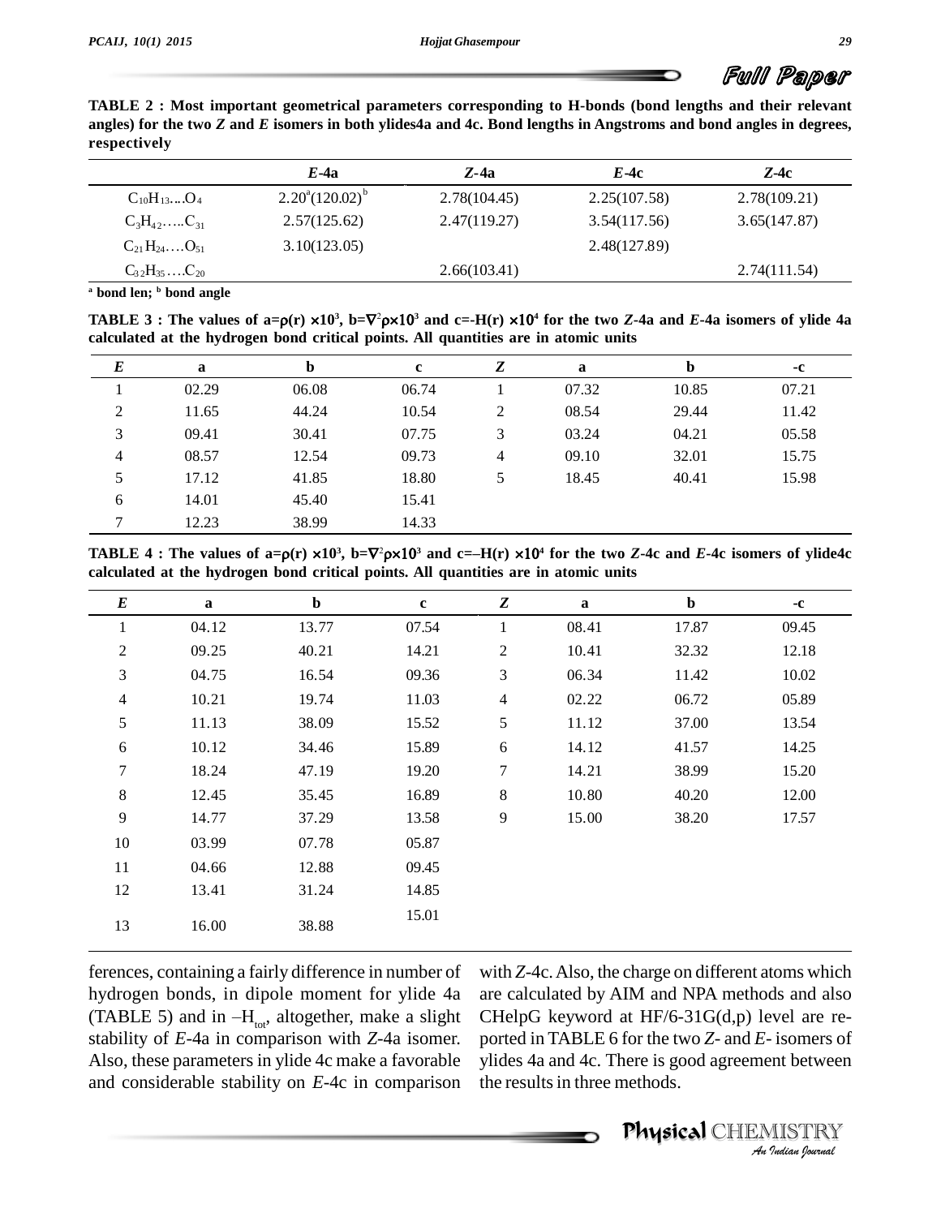TABLE 2 : Most important geometrical parameters corresponding to H-bonds (bond lengths and their relevant angles) for the two *Z* and *E* isomers in both ylides4a and 4c. Bond lengths in Angstroms and bond angles in degrees, respectively

| | *E*-4a | *Z*-4a | *E*-4c | *Z*-4c |
|---|---|---|---|---|
| $C_{10}H_{13}....O_4$ | 2.20[a](120.02)[b] | 2.78(104.45) | 2.25(107.58) | 2.78(109.21) |
| $C_3H_{42}.....C_{31}$ | 2.57(125.62) | 2.47(119.27) | 3.54(117.56) | 3.65(147.87) |
| $C_{21}H_{24}....O_{51}$ | 3.10(123.05) | | 2.48(127.89) | |
| $C_{32}H_{35}....C_{20}$ | | 2.66(103.41) | | 2.74(111.54) |

[a] bond len; [b] bond angle

TABLE 3 : The values of $a=\rho(r)\times10^3$, $b=\nabla^2\rho\times10^3$ and $c=-H(r)\times10^4$ for the two *Z*-4a and *E*-4a isomers of ylide 4a calculated at the hydrogen bond critical points. All quantities are in atomic units

| *E* | a | b | c | *Z* | a | b | -c |
|---|---|---|---|---|---|---|---|
| 1 | 02.29 | 06.08 | 06.74 | 1 | 07.32 | 10.85 | 07.21 |
| 2 | 11.65 | 44.24 | 10.54 | 2 | 08.54 | 29.44 | 11.42 |
| 3 | 09.41 | 30.41 | 07.75 | 3 | 03.24 | 04.21 | 05.58 |
| 4 | 08.57 | 12.54 | 09.73 | 4 | 09.10 | 32.01 | 15.75 |
| 5 | 17.12 | 41.85 | 18.80 | 5 | 18.45 | 40.41 | 15.98 |
| 6 | 14.01 | 45.40 | 15.41 | | | | |
| 7 | 12.23 | 38.99 | 14.33 | | | | |

TABLE 4 : The values of $a=\rho(r)\times10^3$, $b=\nabla^2\rho\times10^3$ and $c=-H(r)\times10^4$ for the two *Z*-4c and *E*-4c isomers of ylide4c calculated at the hydrogen bond critical points. All quantities are in atomic units

| *E* | a | b | c | *Z* | a | b | -c |
|---|---|---|---|---|---|---|---|
| 1 | 04.12 | 13.77 | 07.54 | 1 | 08.41 | 17.87 | 09.45 |
| 2 | 09.25 | 40.21 | 14.21 | 2 | 10.41 | 32.32 | 12.18 |
| 3 | 04.75 | 16.54 | 09.36 | 3 | 06.34 | 11.42 | 10.02 |
| 4 | 10.21 | 19.74 | 11.03 | 4 | 02.22 | 06.72 | 05.89 |
| 5 | 11.13 | 38.09 | 15.52 | 5 | 11.12 | 37.00 | 13.54 |
| 6 | 10.12 | 34.46 | 15.89 | 6 | 14.12 | 41.57 | 14.25 |
| 7 | 18.24 | 47.19 | 19.20 | 7 | 14.21 | 38.99 | 15.20 |
| 8 | 12.45 | 35.45 | 16.89 | 8 | 10.80 | 40.20 | 12.00 |
| 9 | 14.77 | 37.29 | 13.58 | 9 | 15.00 | 38.20 | 17.57 |
| 10 | 03.99 | 07.78 | 05.87 | | | | |
| 11 | 04.66 | 12.88 | 09.45 | | | | |
| 12 | 13.41 | 31.24 | 14.85 | | | | |
| 13 | 16.00 | 38.88 | 15.01 | | | | |

ferences, containing a fairly difference in number of hydrogen bonds, in dipole moment for ylide 4a (TABLE 5) and in $-H_{tot}$, altogether, make a slight stability of *E*-4a in comparison with *Z*-4a isomer. Also, these parameters in ylide 4c make a favorable and considerable stability on *E*-4c in comparison with *Z*-4c. Also, the charge on different atoms which are calculated by AIM and NPA methods and also CHelpG keyword at HF/6-31G(d,p) level are reported in TABLE 6 for the two *Z*- and *E*- isomers of ylides 4a and 4c. There is good agreement between the results in three methods.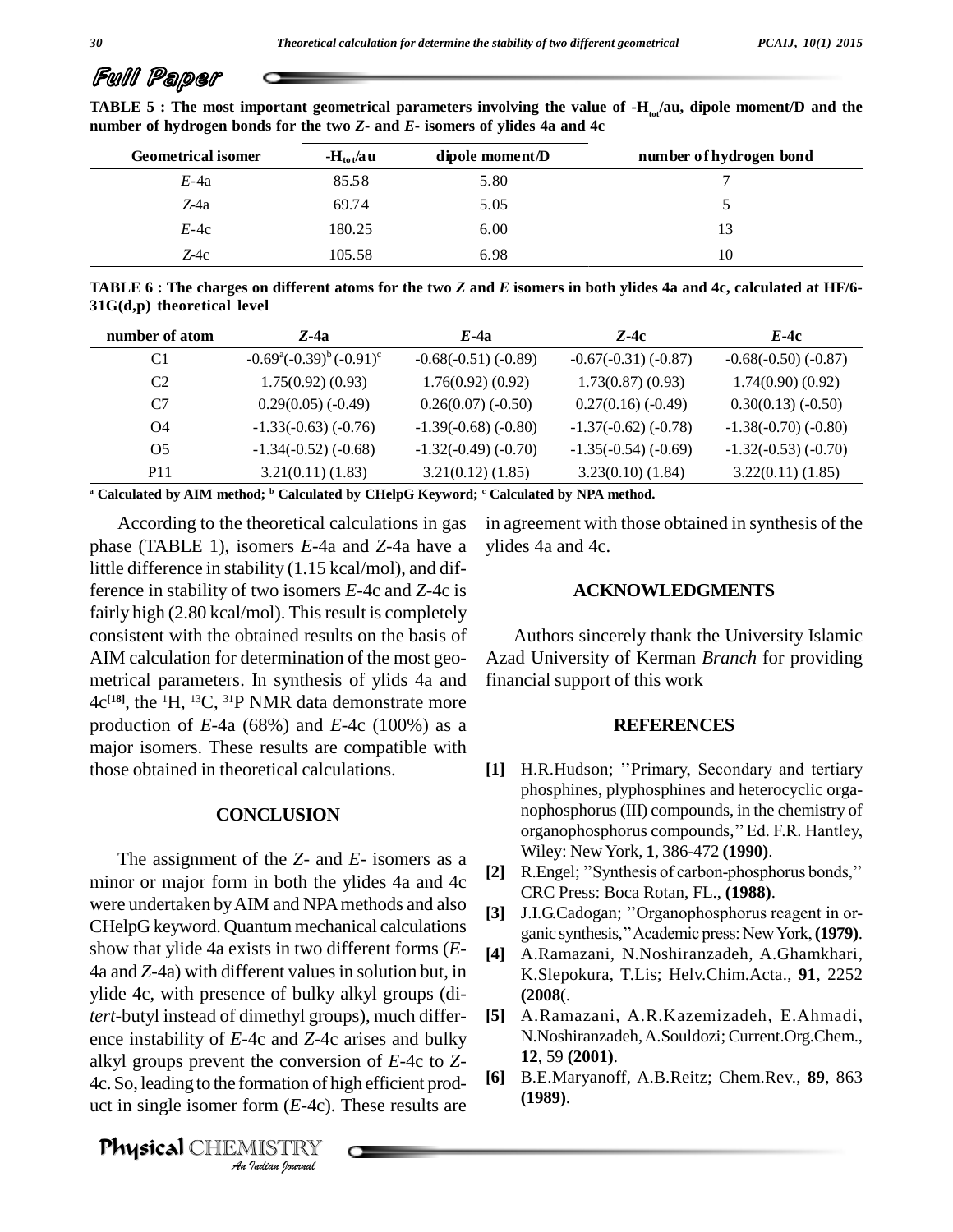TABLE 5 : The most important geometrical parameters involving the value of $-H_{tot}$/au, dipole moment/D and the number of hydrogen bonds for the two *Z*- and *E*- isomers of ylides 4a and 4c

| Geometrical isomer | $-H_{tot}$/au | dipole moment/D | number of hydrogen bond |
|---|---|---|---|
| *E*-4a | 85.58 | 5.80 | 7 |
| *Z*-4a | 69.74 | 5.05 | 5 |
| *E*-4c | 180.25 | 6.00 | 13 |
| *Z*-4c | 105.58 | 6.98 | 10 |

TABLE 6 : The charges on different atoms for the two *Z* and *E* isomers in both ylides 4a and 4c, calculated at HF/6-31G(d,p) theoretical level

| number of atom | *Z*-4a | *E*-4a | *Z*-4c | *E*-4c |
|---|---|---|---|---|
| C1 | -0.69[a](-0.39)[b] (-0.91)[c] | -0.68(-0.51) (-0.89) | -0.67(-0.31) (-0.87) | -0.68(-0.50) (-0.87) |
| C2 | 1.75(0.92) (0.93) | 1.76(0.92) (0.92) | 1.73(0.87) (0.93) | 1.74(0.90) (0.92) |
| C7 | 0.29(0.05) (-0.49) | 0.26(0.07) (-0.50) | 0.27(0.16) (-0.49) | 0.30(0.13) (-0.50) |
| O4 | -1.33(-0.63) (-0.76) | -1.39(-0.68) (-0.80) | -1.37(-0.62) (-0.78) | -1.38(-0.70) (-0.80) |
| O5 | -1.34(-0.52) (-0.68) | -1.32(-0.49) (-0.70) | -1.35(-0.54) (-0.69) | -1.32(-0.53) (-0.70) |
| P11 | 3.21(0.11) (1.83) | 3.21(0.12) (1.85) | 3.23(0.10) (1.84) | 3.22(0.11) (1.85) |

[a] Calculated by AIM method; [b] Calculated by CHelpG Keyword; [c] Calculated by NPA method.

According to the theoretical calculations in gas phase (TABLE 1), isomers *E*-4a and *Z*-4a have a little difference in stability (1.15 kcal/mol), and difference in stability of two isomers *E*-4c and *Z*-4c is fairly high (2.80 kcal/mol). This result is completely consistent with the obtained results on the basis of AIM calculation for determination of the most geometrical parameters. In synthesis of ylids 4a and 4c[18], the $^{1}$H, $^{13}$C, $^{31}$P NMR data demonstrate more production of *E*-4a (68%) and *E*-4c (100%) as a major isomers. These results are compatible with those obtained in theoretical calculations.

## CONCLUSION

The assignment of the *Z*- and *E*- isomers as a minor or major form in both the ylides 4a and 4c were undertaken by AIM and NPA methods and also CHelpG keyword. Quantum mechanical calculations show that ylide 4a exists in two different forms (*E*-4a and *Z*-4a) with different values in solution but, in ylide 4c, with presence of bulky alkyl groups (di-*tert*-butyl instead of dimethyl groups), much difference instability of *E*-4c and *Z*-4c arises and bulky alkyl groups prevent the conversion of *E*-4c to *Z*-4c. So, leading to the formation of high efficient product in single isomer form (*E*-4c). These results are in agreement with those obtained in synthesis of the ylides 4a and 4c.

## ACKNOWLEDGMENTS

Authors sincerely thank the University Islamic Azad University of Kerman *Branch* for providing financial support of this work

## REFERENCES

**[1]** H.R.Hudson; "Primary, Secondary and tertiary phosphines, plyphosphines and heterocyclic organophosphorus (III) compounds, in the chemistry of organophosphorus compounds," Ed. F.R. Hantley, Wiley: New York, **1**, 386-472 **(1990)**.

**[2]** R.Engel; "Synthesis of carbon-phosphorus bonds," CRC Press: Boca Rotan, FL., **(1988)**.

**[3]** J.I.G.Cadogan; "Organophosphorus reagent in organic synthesis," Academic press: New York, **(1979)**.

**[4]** A.Ramazani, N.Noshiranzadeh, A.Ghamkhari, K.Slepokura, T.Lis; Helv.Chim.Acta., **91**, 2252 **(2008**(.

**[5]** A.Ramazani, A.R.Kazemizadeh, E.Ahmadi, N.Noshiranzadeh, A.Souldozi; Current.Org.Chem., **12**, 59 **(2001)**.

**[6]** B.E.Maryanoff, A.B.Reitz; Chem.Rev., **89**, 863 **(1989)**.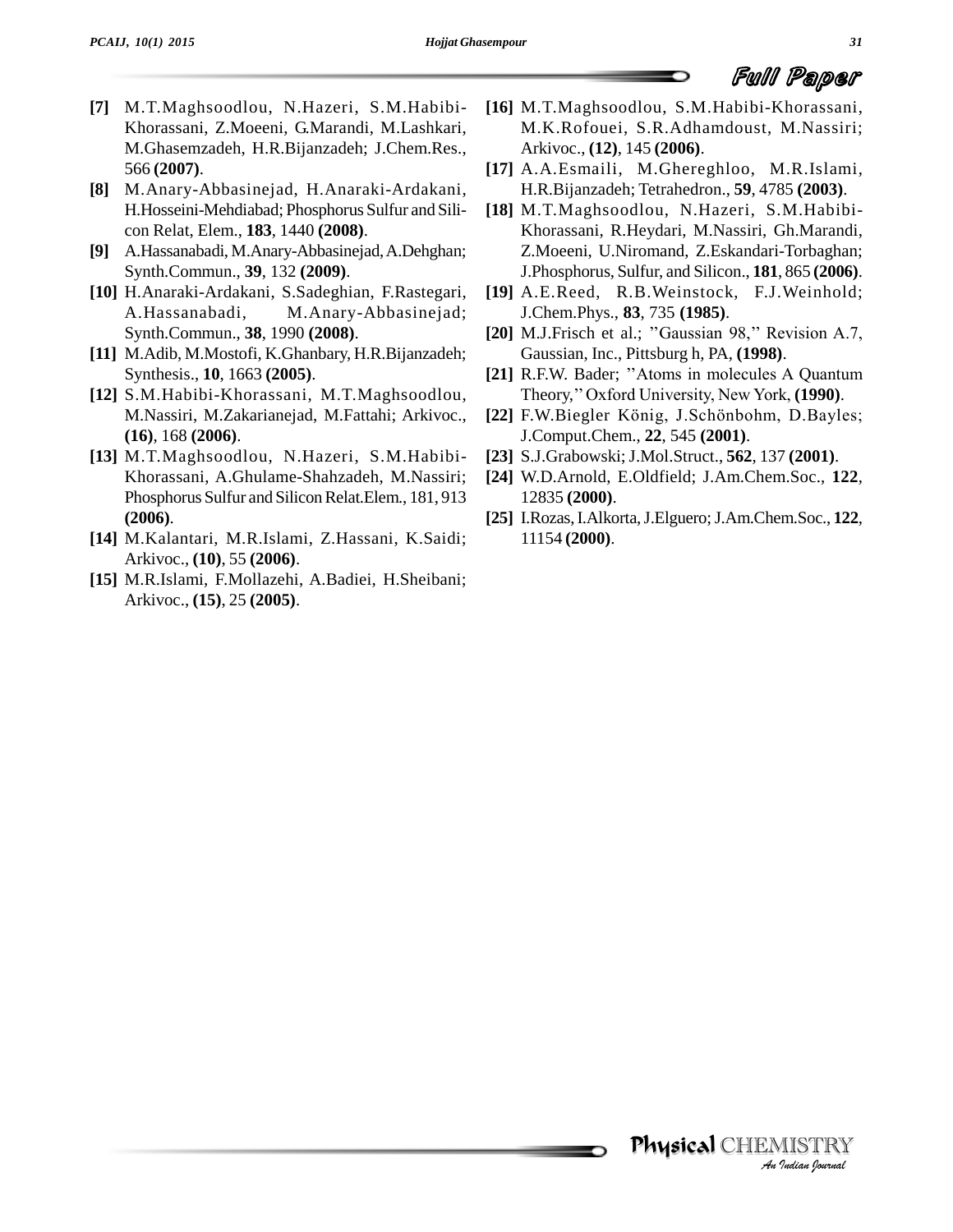**[7]** M.T.Maghsoodlou, N.Hazeri, S.M.Habibi-Khorassani, Z.Moeeni, G.Marandi, M.Lashkari, M.Ghasemzadeh, H.R.Bijanzadeh; J.Chem.Res., 566 **(2007)**.

**[8]** M.Anary-Abbasinejad, H.Anaraki-Ardakani, H.Hosseini-Mehdiabad; Phosphorus Sulfur and Silicon Relat, Elem., **183**, 1440 **(2008)**.

**[9]** A.Hassanabadi, M.Anary-Abbasinejad, A.Dehghan; Synth.Commun., **39**, 132 **(2009)**.

**[10]** H.Anaraki-Ardakani, S.Sadeghian, F.Rastegari, A.Hassanabadi, M.Anary-Abbasinejad; Synth.Commun., **38**, 1990 **(2008)**.

**[11]** M.Adib, M.Mostofi, K.Ghanbary, H.R.Bijanzadeh; Synthesis., **10**, 1663 **(2005)**.

**[12]** S.M.Habibi-Khorassani, M.T.Maghsoodlou, M.Nassiri, M.Zakarianejad, M.Fattahi; Arkivoc., **(16)**, 168 **(2006)**.

**[13]** M.T.Maghsoodlou, N.Hazeri, S.M.Habibi-Khorassani, A.Ghulame-Shahzadeh, M.Nassiri; Phosphorus Sulfur and Silicon Relat.Elem., 181, 913 **(2006)**.

**[14]** M.Kalantari, M.R.Islami, Z.Hassani, K.Saidi; Arkivoc., **(10)**, 55 **(2006)**.

**[15]** M.R.Islami, F.Mollazehi, A.Badiei, H.Sheibani; Arkivoc., **(15)**, 25 **(2005)**.

**[16]** M.T.Maghsoodlou, S.M.Habibi-Khorassani, M.K.Rofouei, S.R.Adhamdoust, M.Nassiri; Arkivoc., **(12)**, 145 **(2006)**.

**[17]** A.A.Esmaili, M.Ghereghloo, M.R.Islami, H.R.Bijanzadeh; Tetrahedron., **59**, 4785 **(2003)**.

**[18]** M.T.Maghsoodlou, N.Hazeri, S.M.Habibi-Khorassani, R.Heydari, M.Nassiri, Gh.Marandi, Z.Moeeni, U.Niromand, Z.Eskandari-Torbaghan; J.Phosphorus, Sulfur, and Silicon., **181**, 865 **(2006)**.

**[19]** A.E.Reed, R.B.Weinstock, F.J.Weinhold; J.Chem.Phys., **83**, 735 **(1985)**.

**[20]** M.J.Frisch et al.; ''Gaussian 98,'' Revision A.7, Gaussian, Inc., Pittsburg h, PA, **(1998)**.

**[21]** R.F.W. Bader; ''Atoms in molecules A Quantum Theory,'' Oxford University, New York, **(1990)**.

**[22]** F.W.Biegler König, J.Schönbohm, D.Bayles; J.Comput.Chem., **22**, 545 **(2001)**.

**[23]** S.J.Grabowski; J.Mol.Struct., **562**, 137 **(2001)**.

**[24]** W.D.Arnold, E.Oldfield; J.Am.Chem.Soc., **122**, 12835 **(2000)**.

**[25]** I.Rozas, I.Alkorta, J.Elguero; J.Am.Chem.Soc., **122**, 11154 **(2000)**.